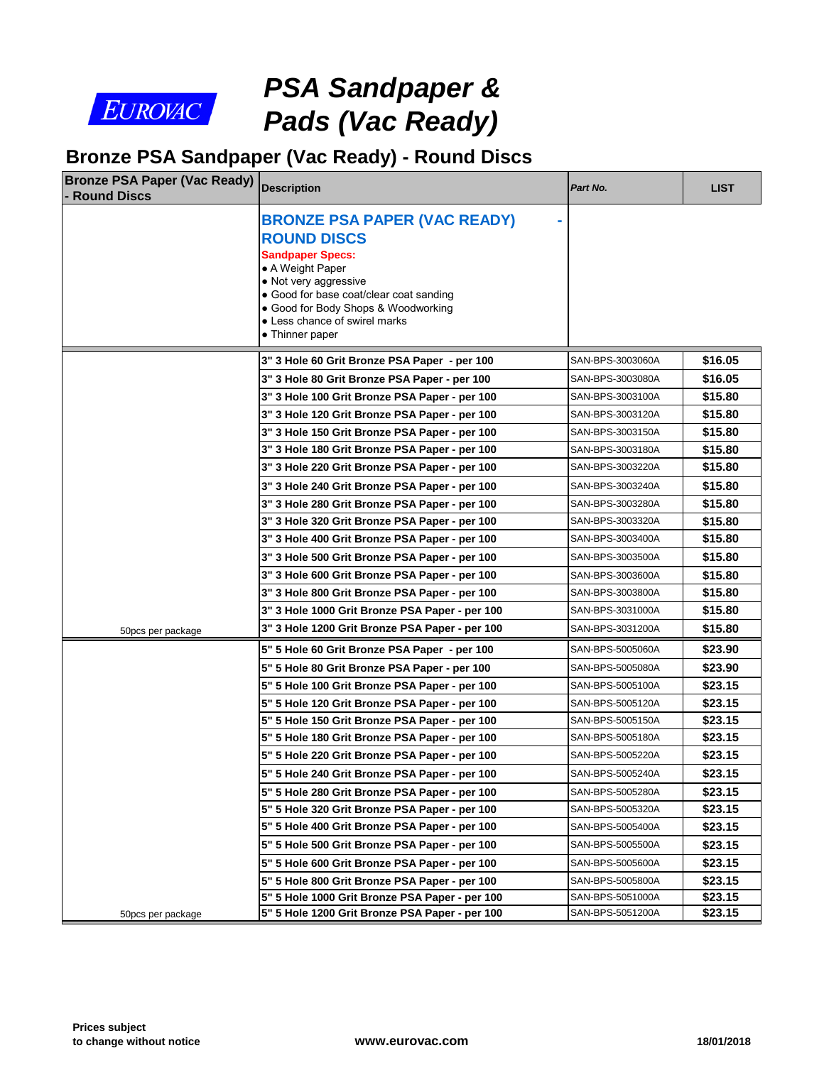EUROVAC

# PSA Sandpaper & Pads (Vac Ready)

## Bronze PSA Sandpaper (Vac Ready) - Round Discs

| Bronze PSA Paper (Vac Ready) - Round Discs | Description | *Part No.* | LIST |
|---|---|---|---|
| | **BRONZE PSA PAPER (VAC READY) - ROUND DISCS**<br>**Sandpaper Specs:**<br>• A Weight Paper<br>• Not very aggressive<br>• Good for base coat/clear coat sanding<br>• Good for Body Shops & Woodworking<br>• Less chance of swirel marks<br>• Thinner paper | | |
| | **3" 3 Hole 60 Grit Bronze PSA Paper - per 100** | SAN-BPS-3003060A | **$16.05** |
| | **3" 3 Hole 80 Grit Bronze PSA Paper - per 100** | SAN-BPS-3003080A | **$16.05** |
| | **3" 3 Hole 100 Grit Bronze PSA Paper - per 100** | SAN-BPS-3003100A | **$15.80** |
| | **3" 3 Hole 120 Grit Bronze PSA Paper - per 100** | SAN-BPS-3003120A | **$15.80** |
| | **3" 3 Hole 150 Grit Bronze PSA Paper - per 100** | SAN-BPS-3003150A | **$15.80** |
| | **3" 3 Hole 180 Grit Bronze PSA Paper - per 100** | SAN-BPS-3003180A | **$15.80** |
| | **3" 3 Hole 220 Grit Bronze PSA Paper - per 100** | SAN-BPS-3003220A | **$15.80** |
| | **3" 3 Hole 240 Grit Bronze PSA Paper - per 100** | SAN-BPS-3003240A | **$15.80** |
| | **3" 3 Hole 280 Grit Bronze PSA Paper - per 100** | SAN-BPS-3003280A | **$15.80** |
| | **3" 3 Hole 320 Grit Bronze PSA Paper - per 100** | SAN-BPS-3003320A | **$15.80** |
| | **3" 3 Hole 400 Grit Bronze PSA Paper - per 100** | SAN-BPS-3003400A | **$15.80** |
| | **3" 3 Hole 500 Grit Bronze PSA Paper - per 100** | SAN-BPS-3003500A | **$15.80** |
| | **3" 3 Hole 600 Grit Bronze PSA Paper - per 100** | SAN-BPS-3003600A | **$15.80** |
| | **3" 3 Hole 800 Grit Bronze PSA Paper - per 100** | SAN-BPS-3003800A | **$15.80** |
| | **3" 3 Hole 1000 Grit Bronze PSA Paper - per 100** | SAN-BPS-3031000A | **$15.80** |
| 50pcs per package | **3" 3 Hole 1200 Grit Bronze PSA Paper - per 100** | SAN-BPS-3031200A | **$15.80** |
| | **5" 5 Hole 60 Grit Bronze PSA Paper - per 100** | SAN-BPS-5005060A | **$23.90** |
| | **5" 5 Hole 80 Grit Bronze PSA Paper - per 100** | SAN-BPS-5005080A | **$23.90** |
| | **5" 5 Hole 100 Grit Bronze PSA Paper - per 100** | SAN-BPS-5005100A | **$23.15** |
| | **5" 5 Hole 120 Grit Bronze PSA Paper - per 100** | SAN-BPS-5005120A | **$23.15** |
| | **5" 5 Hole 150 Grit Bronze PSA Paper - per 100** | SAN-BPS-5005150A | **$23.15** |
| | **5" 5 Hole 180 Grit Bronze PSA Paper - per 100** | SAN-BPS-5005180A | **$23.15** |
| | **5" 5 Hole 220 Grit Bronze PSA Paper - per 100** | SAN-BPS-5005220A | **$23.15** |
| | **5" 5 Hole 240 Grit Bronze PSA Paper - per 100** | SAN-BPS-5005240A | **$23.15** |
| | **5" 5 Hole 280 Grit Bronze PSA Paper - per 100** | SAN-BPS-5005280A | **$23.15** |
| | **5" 5 Hole 320 Grit Bronze PSA Paper - per 100** | SAN-BPS-5005320A | **$23.15** |
| | **5" 5 Hole 400 Grit Bronze PSA Paper - per 100** | SAN-BPS-5005400A | **$23.15** |
| | **5" 5 Hole 500 Grit Bronze PSA Paper - per 100** | SAN-BPS-5005500A | **$23.15** |
| | **5" 5 Hole 600 Grit Bronze PSA Paper - per 100** | SAN-BPS-5005600A | **$23.15** |
| | **5" 5 Hole 800 Grit Bronze PSA Paper - per 100** | SAN-BPS-5005800A | **$23.15** |
| | **5" 5 Hole 1000 Grit Bronze PSA Paper - per 100** | SAN-BPS-5051000A | **$23.15** |
| 50pcs per package | **5" 5 Hole 1200 Grit Bronze PSA Paper - per 100** | SAN-BPS-5051200A | **$23.15** |

**Prices subject to change without notice**

**www.eurovac.com**

**18/01/2018**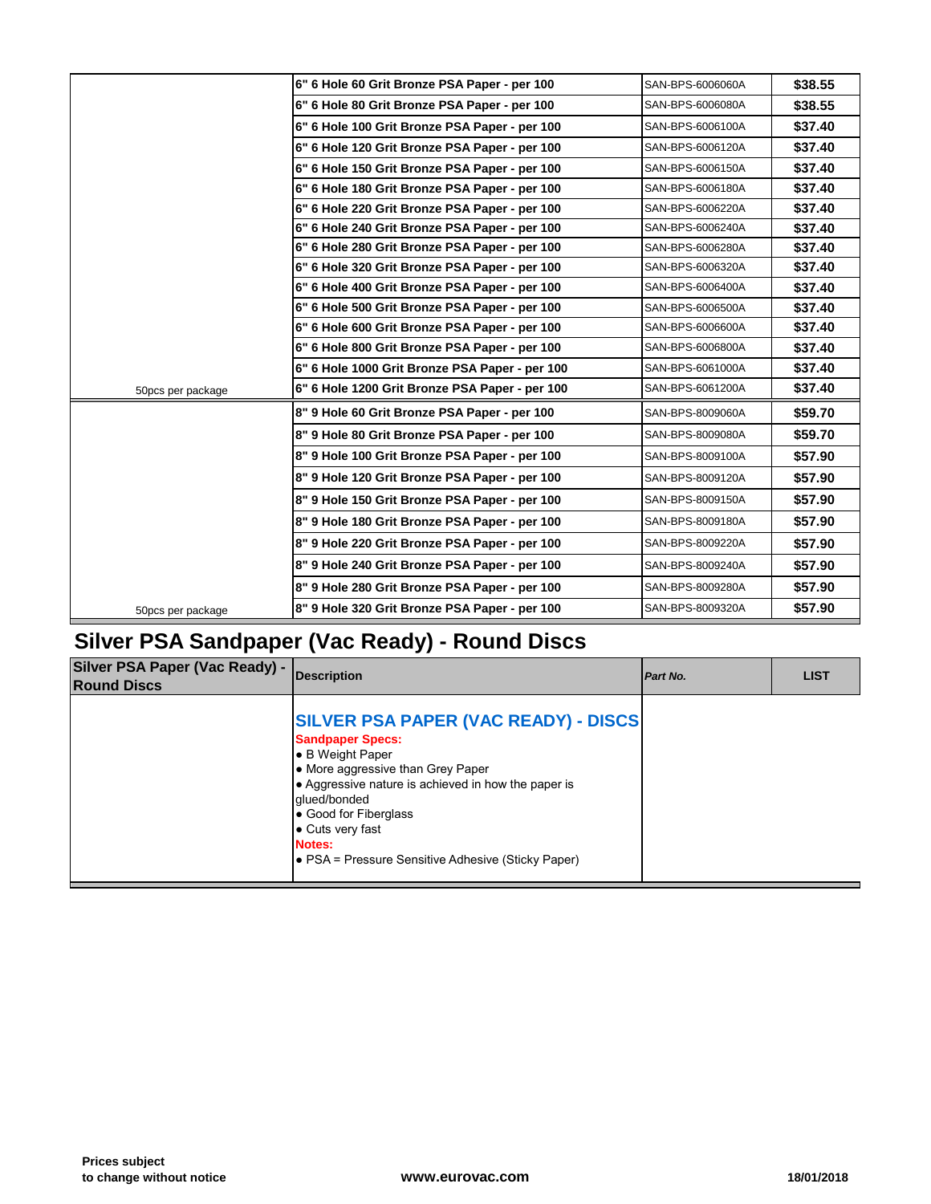| | | | |
|---|---|---|---|
| | 6" 6 Hole 60 Grit Bronze PSA Paper - per 100 | SAN-BPS-6006060A | $38.55 |
| | 6" 6 Hole 80 Grit Bronze PSA Paper - per 100 | SAN-BPS-6006080A | $38.55 |
| | 6" 6 Hole 100 Grit Bronze PSA Paper - per 100 | SAN-BPS-6006100A | $37.40 |
| | 6" 6 Hole 120 Grit Bronze PSA Paper - per 100 | SAN-BPS-6006120A | $37.40 |
| | 6" 6 Hole 150 Grit Bronze PSA Paper - per 100 | SAN-BPS-6006150A | $37.40 |
| | 6" 6 Hole 180 Grit Bronze PSA Paper - per 100 | SAN-BPS-6006180A | $37.40 |
| | 6" 6 Hole 220 Grit Bronze PSA Paper - per 100 | SAN-BPS-6006220A | $37.40 |
| | 6" 6 Hole 240 Grit Bronze PSA Paper - per 100 | SAN-BPS-6006240A | $37.40 |
| | 6" 6 Hole 280 Grit Bronze PSA Paper - per 100 | SAN-BPS-6006280A | $37.40 |
| | 6" 6 Hole 320 Grit Bronze PSA Paper - per 100 | SAN-BPS-6006320A | $37.40 |
| | 6" 6 Hole 400 Grit Bronze PSA Paper - per 100 | SAN-BPS-6006400A | $37.40 |
| | 6" 6 Hole 500 Grit Bronze PSA Paper - per 100 | SAN-BPS-6006500A | $37.40 |
| | 6" 6 Hole 600 Grit Bronze PSA Paper - per 100 | SAN-BPS-6006600A | $37.40 |
| | 6" 6 Hole 800 Grit Bronze PSA Paper - per 100 | SAN-BPS-6006800A | $37.40 |
| | 6" 6 Hole 1000 Grit Bronze PSA Paper - per 100 | SAN-BPS-6061000A | $37.40 |
| 50pcs per package | 6" 6 Hole 1200 Grit Bronze PSA Paper - per 100 | SAN-BPS-6061200A | $37.40 |
| | 8" 9 Hole 60 Grit Bronze PSA Paper - per 100 | SAN-BPS-8009060A | $59.70 |
| | 8" 9 Hole 80 Grit Bronze PSA Paper - per 100 | SAN-BPS-8009080A | $59.70 |
| | 8" 9 Hole 100 Grit Bronze PSA Paper - per 100 | SAN-BPS-8009100A | $57.90 |
| | 8" 9 Hole 120 Grit Bronze PSA Paper - per 100 | SAN-BPS-8009120A | $57.90 |
| | 8" 9 Hole 150 Grit Bronze PSA Paper - per 100 | SAN-BPS-8009150A | $57.90 |
| | 8" 9 Hole 180 Grit Bronze PSA Paper - per 100 | SAN-BPS-8009180A | $57.90 |
| | 8" 9 Hole 220 Grit Bronze PSA Paper - per 100 | SAN-BPS-8009220A | $57.90 |
| | 8" 9 Hole 240 Grit Bronze PSA Paper - per 100 | SAN-BPS-8009240A | $57.90 |
| | 8" 9 Hole 280 Grit Bronze PSA Paper - per 100 | SAN-BPS-8009280A | $57.90 |
| 50pcs per package | 8" 9 Hole 320 Grit Bronze PSA Paper - per 100 | SAN-BPS-8009320A | $57.90 |

## Silver PSA Sandpaper (Vac Ready) - Round Discs

| Silver PSA Paper (Vac Ready) - Round Discs | Description | *Part No.* | LIST |
|---|---|---|---|
| | **SILVER PSA PAPER (VAC READY) - DISCS**<br>**Sandpaper Specs:**<br>• B Weight Paper<br>• More aggressive than Grey Paper<br>• Aggressive nature is achieved in how the paper is glued/bonded<br>• Good for Fiberglass<br>• Cuts very fast<br>**Notes:**<br>• PSA = Pressure Sensitive Adhesive (Sticky Paper) | | |

**Prices subject to change without notice** **www.eurovac.com** **18/01/2018**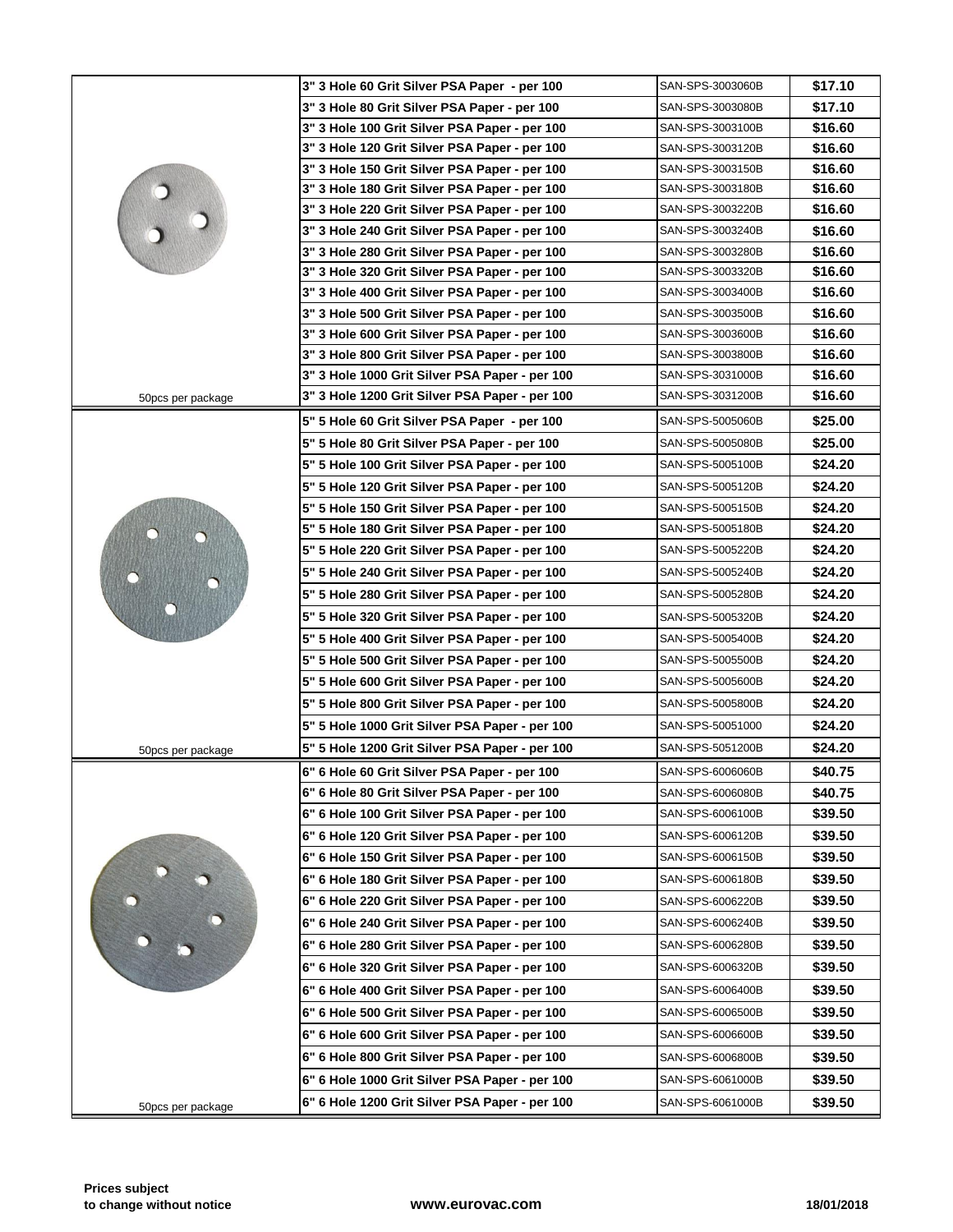| | Description | Part Number | Price |
|---|---|---|---|
| | 3" 3 Hole 60 Grit Silver PSA Paper - per 100 | SAN-SPS-3003060B | $17.10 |
| | 3" 3 Hole 80 Grit Silver PSA Paper - per 100 | SAN-SPS-3003080B | $17.10 |
| | 3" 3 Hole 100 Grit Silver PSA Paper - per 100 | SAN-SPS-3003100B | $16.60 |
| | 3" 3 Hole 120 Grit Silver PSA Paper - per 100 | SAN-SPS-3003120B | $16.60 |
| | 3" 3 Hole 150 Grit Silver PSA Paper - per 100 | SAN-SPS-3003150B | $16.60 |
| | 3" 3 Hole 180 Grit Silver PSA Paper - per 100 | SAN-SPS-3003180B | $16.60 |
| | 3" 3 Hole 220 Grit Silver PSA Paper - per 100 | SAN-SPS-3003220B | $16.60 |
| | 3" 3 Hole 240 Grit Silver PSA Paper - per 100 | SAN-SPS-3003240B | $16.60 |
| | 3" 3 Hole 280 Grit Silver PSA Paper - per 100 | SAN-SPS-3003280B | $16.60 |
| | 3" 3 Hole 320 Grit Silver PSA Paper - per 100 | SAN-SPS-3003320B | $16.60 |
| | 3" 3 Hole 400 Grit Silver PSA Paper - per 100 | SAN-SPS-3003400B | $16.60 |
| | 3" 3 Hole 500 Grit Silver PSA Paper - per 100 | SAN-SPS-3003500B | $16.60 |
| | 3" 3 Hole 600 Grit Silver PSA Paper - per 100 | SAN-SPS-3003600B | $16.60 |
| | 3" 3 Hole 800 Grit Silver PSA Paper - per 100 | SAN-SPS-3003800B | $16.60 |
| | 3" 3 Hole 1000 Grit Silver PSA Paper - per 100 | SAN-SPS-3031000B | $16.60 |
| 50pcs per package | 3" 3 Hole 1200 Grit Silver PSA Paper - per 100 | SAN-SPS-3031200B | $16.60 |
| | 5" 5 Hole 60 Grit Silver PSA Paper - per 100 | SAN-SPS-5005060B | $25.00 |
| | 5" 5 Hole 80 Grit Silver PSA Paper - per 100 | SAN-SPS-5005080B | $25.00 |
| | 5" 5 Hole 100 Grit Silver PSA Paper - per 100 | SAN-SPS-5005100B | $24.20 |
| | 5" 5 Hole 120 Grit Silver PSA Paper - per 100 | SAN-SPS-5005120B | $24.20 |
| | 5" 5 Hole 150 Grit Silver PSA Paper - per 100 | SAN-SPS-5005150B | $24.20 |
| | 5" 5 Hole 180 Grit Silver PSA Paper - per 100 | SAN-SPS-5005180B | $24.20 |
| | 5" 5 Hole 220 Grit Silver PSA Paper - per 100 | SAN-SPS-5005220B | $24.20 |
| | 5" 5 Hole 240 Grit Silver PSA Paper - per 100 | SAN-SPS-5005240B | $24.20 |
| | 5" 5 Hole 280 Grit Silver PSA Paper - per 100 | SAN-SPS-5005280B | $24.20 |
| | 5" 5 Hole 320 Grit Silver PSA Paper - per 100 | SAN-SPS-5005320B | $24.20 |
| | 5" 5 Hole 400 Grit Silver PSA Paper - per 100 | SAN-SPS-5005400B | $24.20 |
| | 5" 5 Hole 500 Grit Silver PSA Paper - per 100 | SAN-SPS-5005500B | $24.20 |
| | 5" 5 Hole 600 Grit Silver PSA Paper - per 100 | SAN-SPS-5005600B | $24.20 |
| | 5" 5 Hole 800 Grit Silver PSA Paper - per 100 | SAN-SPS-5005800B | $24.20 |
| | 5" 5 Hole 1000 Grit Silver PSA Paper - per 100 | SAN-SPS-50051000 | $24.20 |
| 50pcs per package | 5" 5 Hole 1200 Grit Silver PSA Paper - per 100 | SAN-SPS-5051200B | $24.20 |
| | 6" 6 Hole 60 Grit Silver PSA Paper - per 100 | SAN-SPS-6006060B | $40.75 |
| | 6" 6 Hole 80 Grit Silver PSA Paper - per 100 | SAN-SPS-6006080B | $40.75 |
| | 6" 6 Hole 100 Grit Silver PSA Paper - per 100 | SAN-SPS-6006100B | $39.50 |
| | 6" 6 Hole 120 Grit Silver PSA Paper - per 100 | SAN-SPS-6006120B | $39.50 |
| | 6" 6 Hole 150 Grit Silver PSA Paper - per 100 | SAN-SPS-6006150B | $39.50 |
| | 6" 6 Hole 180 Grit Silver PSA Paper - per 100 | SAN-SPS-6006180B | $39.50 |
| | 6" 6 Hole 220 Grit Silver PSA Paper - per 100 | SAN-SPS-6006220B | $39.50 |
| | 6" 6 Hole 240 Grit Silver PSA Paper - per 100 | SAN-SPS-6006240B | $39.50 |
| | 6" 6 Hole 280 Grit Silver PSA Paper - per 100 | SAN-SPS-6006280B | $39.50 |
| | 6" 6 Hole 320 Grit Silver PSA Paper - per 100 | SAN-SPS-6006320B | $39.50 |
| | 6" 6 Hole 400 Grit Silver PSA Paper - per 100 | SAN-SPS-6006400B | $39.50 |
| | 6" 6 Hole 500 Grit Silver PSA Paper - per 100 | SAN-SPS-6006500B | $39.50 |
| | 6" 6 Hole 600 Grit Silver PSA Paper - per 100 | SAN-SPS-6006600B | $39.50 |
| | 6" 6 Hole 800 Grit Silver PSA Paper - per 100 | SAN-SPS-6006800B | $39.50 |
| | 6" 6 Hole 1000 Grit Silver PSA Paper - per 100 | SAN-SPS-6061000B | $39.50 |
| 50pcs per package | 6" 6 Hole 1200 Grit Silver PSA Paper - per 100 | SAN-SPS-6061000B | $39.50 |

**Prices subject to change without notice** **www.eurovac.com** **18/01/2018**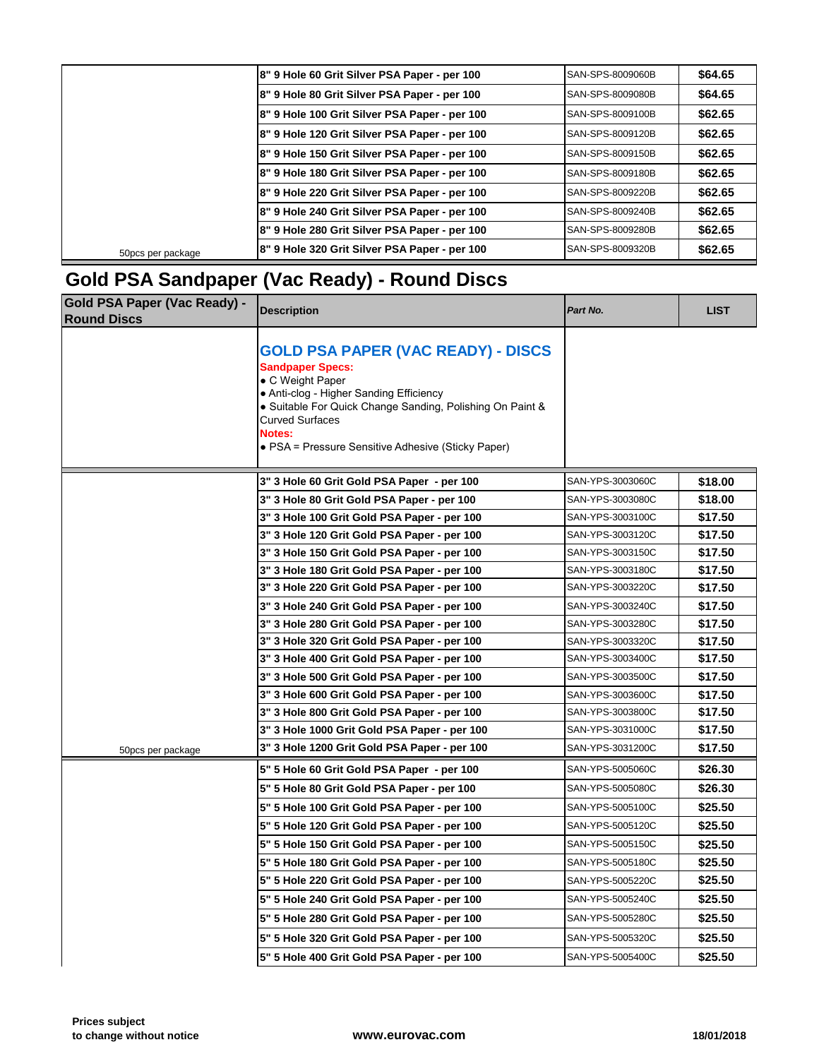| | | | |
|---|---|---|---|
| | 8" 9 Hole 60 Grit Silver PSA Paper - per 100 | SAN-SPS-8009060B | $64.65 |
| | 8" 9 Hole 80 Grit Silver PSA Paper - per 100 | SAN-SPS-8009080B | $64.65 |
| | 8" 9 Hole 100 Grit Silver PSA Paper - per 100 | SAN-SPS-8009100B | $62.65 |
| | 8" 9 Hole 120 Grit Silver PSA Paper - per 100 | SAN-SPS-8009120B | $62.65 |
| | 8" 9 Hole 150 Grit Silver PSA Paper - per 100 | SAN-SPS-8009150B | $62.65 |
| | 8" 9 Hole 180 Grit Silver PSA Paper - per 100 | SAN-SPS-8009180B | $62.65 |
| | 8" 9 Hole 220 Grit Silver PSA Paper - per 100 | SAN-SPS-8009220B | $62.65 |
| | 8" 9 Hole 240 Grit Silver PSA Paper - per 100 | SAN-SPS-8009240B | $62.65 |
| | 8" 9 Hole 280 Grit Silver PSA Paper - per 100 | SAN-SPS-8009280B | $62.65 |
| 50pcs per package | 8" 9 Hole 320 Grit Silver PSA Paper - per 100 | SAN-SPS-8009320B | $62.65 |

## Gold PSA Sandpaper (Vac Ready) - Round Discs

| Gold PSA Paper (Vac Ready) - Round Discs | Description | *Part No.* | LIST |
|---|---|---|---|
| | **GOLD PSA PAPER (VAC READY) - DISCS**<br>**Sandpaper Specs:**<br>• C Weight Paper<br>• Anti-clog - Higher Sanding Efficiency<br>• Suitable For Quick Change Sanding, Polishing On Paint & Curved Surfaces<br>**Notes:**<br>• PSA = Pressure Sensitive Adhesive (Sticky Paper) | | |
| | 3" 3 Hole 60 Grit Gold PSA Paper - per 100 | SAN-YPS-3003060C | $18.00 |
| | 3" 3 Hole 80 Grit Gold PSA Paper - per 100 | SAN-YPS-3003080C | $18.00 |
| | 3" 3 Hole 100 Grit Gold PSA Paper - per 100 | SAN-YPS-3003100C | $17.50 |
| | 3" 3 Hole 120 Grit Gold PSA Paper - per 100 | SAN-YPS-3003120C | $17.50 |
| | 3" 3 Hole 150 Grit Gold PSA Paper - per 100 | SAN-YPS-3003150C | $17.50 |
| | 3" 3 Hole 180 Grit Gold PSA Paper - per 100 | SAN-YPS-3003180C | $17.50 |
| | 3" 3 Hole 220 Grit Gold PSA Paper - per 100 | SAN-YPS-3003220C | $17.50 |
| | 3" 3 Hole 240 Grit Gold PSA Paper - per 100 | SAN-YPS-3003240C | $17.50 |
| | 3" 3 Hole 280 Grit Gold PSA Paper - per 100 | SAN-YPS-3003280C | $17.50 |
| | 3" 3 Hole 320 Grit Gold PSA Paper - per 100 | SAN-YPS-3003320C | $17.50 |
| | 3" 3 Hole 400 Grit Gold PSA Paper - per 100 | SAN-YPS-3003400C | $17.50 |
| | 3" 3 Hole 500 Grit Gold PSA Paper - per 100 | SAN-YPS-3003500C | $17.50 |
| | 3" 3 Hole 600 Grit Gold PSA Paper - per 100 | SAN-YPS-3003600C | $17.50 |
| | 3" 3 Hole 800 Grit Gold PSA Paper - per 100 | SAN-YPS-3003800C | $17.50 |
| | 3" 3 Hole 1000 Grit Gold PSA Paper - per 100 | SAN-YPS-3031000C | $17.50 |
| 50pcs per package | 3" 3 Hole 1200 Grit Gold PSA Paper - per 100 | SAN-YPS-3031200C | $17.50 |
| | 5" 5 Hole 60 Grit Gold PSA Paper - per 100 | SAN-YPS-5005060C | $26.30 |
| | 5" 5 Hole 80 Grit Gold PSA Paper - per 100 | SAN-YPS-5005080C | $26.30 |
| | 5" 5 Hole 100 Grit Gold PSA Paper - per 100 | SAN-YPS-5005100C | $25.50 |
| | 5" 5 Hole 120 Grit Gold PSA Paper - per 100 | SAN-YPS-5005120C | $25.50 |
| | 5" 5 Hole 150 Grit Gold PSA Paper - per 100 | SAN-YPS-5005150C | $25.50 |
| | 5" 5 Hole 180 Grit Gold PSA Paper - per 100 | SAN-YPS-5005180C | $25.50 |
| | 5" 5 Hole 220 Grit Gold PSA Paper - per 100 | SAN-YPS-5005220C | $25.50 |
| | 5" 5 Hole 240 Grit Gold PSA Paper - per 100 | SAN-YPS-5005240C | $25.50 |
| | 5" 5 Hole 280 Grit Gold PSA Paper - per 100 | SAN-YPS-5005280C | $25.50 |
| | 5" 5 Hole 320 Grit Gold PSA Paper - per 100 | SAN-YPS-5005320C | $25.50 |
| | 5" 5 Hole 400 Grit Gold PSA Paper - per 100 | SAN-YPS-5005400C | $25.50 |

**Prices subject to change without notice** | **www.eurovac.com** | **18/01/2018**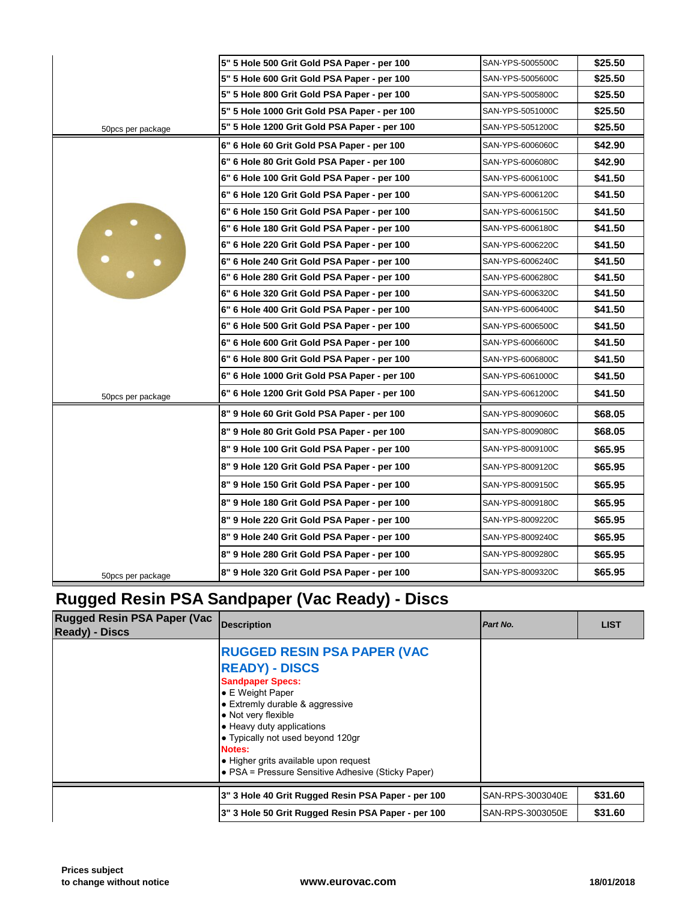| | | | |
|---|---|---|---|
| | 5" 5 Hole 500 Grit Gold PSA Paper - per 100 | SAN-YPS-5005500C | $25.50 |
| | 5" 5 Hole 600 Grit Gold PSA Paper - per 100 | SAN-YPS-5005600C | $25.50 |
| | 5" 5 Hole 800 Grit Gold PSA Paper - per 100 | SAN-YPS-5005800C | $25.50 |
| | 5" 5 Hole 1000 Grit Gold PSA Paper - per 100 | SAN-YPS-5051000C | $25.50 |
| 50pcs per package | 5" 5 Hole 1200 Grit Gold PSA Paper - per 100 | SAN-YPS-5051200C | $25.50 |
| | 6" 6 Hole 60 Grit Gold PSA Paper - per 100 | SAN-YPS-6006060C | $42.90 |
| | 6" 6 Hole 80 Grit Gold PSA Paper - per 100 | SAN-YPS-6006080C | $42.90 |
| | 6" 6 Hole 100 Grit Gold PSA Paper - per 100 | SAN-YPS-6006100C | $41.50 |
| | 6" 6 Hole 120 Grit Gold PSA Paper - per 100 | SAN-YPS-6006120C | $41.50 |
| | 6" 6 Hole 150 Grit Gold PSA Paper - per 100 | SAN-YPS-6006150C | $41.50 |
| | 6" 6 Hole 180 Grit Gold PSA Paper - per 100 | SAN-YPS-6006180C | $41.50 |
| | 6" 6 Hole 220 Grit Gold PSA Paper - per 100 | SAN-YPS-6006220C | $41.50 |
| | 6" 6 Hole 240 Grit Gold PSA Paper - per 100 | SAN-YPS-6006240C | $41.50 |
| | 6" 6 Hole 280 Grit Gold PSA Paper - per 100 | SAN-YPS-6006280C | $41.50 |
| | 6" 6 Hole 320 Grit Gold PSA Paper - per 100 | SAN-YPS-6006320C | $41.50 |
| | 6" 6 Hole 400 Grit Gold PSA Paper - per 100 | SAN-YPS-6006400C | $41.50 |
| | 6" 6 Hole 500 Grit Gold PSA Paper - per 100 | SAN-YPS-6006500C | $41.50 |
| | 6" 6 Hole 600 Grit Gold PSA Paper - per 100 | SAN-YPS-6006600C | $41.50 |
| | 6" 6 Hole 800 Grit Gold PSA Paper - per 100 | SAN-YPS-6006800C | $41.50 |
| | 6" 6 Hole 1000 Grit Gold PSA Paper - per 100 | SAN-YPS-6061000C | $41.50 |
| 50pcs per package | 6" 6 Hole 1200 Grit Gold PSA Paper - per 100 | SAN-YPS-6061200C | $41.50 |
| | 8" 9 Hole 60 Grit Gold PSA Paper - per 100 | SAN-YPS-8009060C | $68.05 |
| | 8" 9 Hole 80 Grit Gold PSA Paper - per 100 | SAN-YPS-8009080C | $68.05 |
| | 8" 9 Hole 100 Grit Gold PSA Paper - per 100 | SAN-YPS-8009100C | $65.95 |
| | 8" 9 Hole 120 Grit Gold PSA Paper - per 100 | SAN-YPS-8009120C | $65.95 |
| | 8" 9 Hole 150 Grit Gold PSA Paper - per 100 | SAN-YPS-8009150C | $65.95 |
| | 8" 9 Hole 180 Grit Gold PSA Paper - per 100 | SAN-YPS-8009180C | $65.95 |
| | 8" 9 Hole 220 Grit Gold PSA Paper - per 100 | SAN-YPS-8009220C | $65.95 |
| | 8" 9 Hole 240 Grit Gold PSA Paper - per 100 | SAN-YPS-8009240C | $65.95 |
| | 8" 9 Hole 280 Grit Gold PSA Paper - per 100 | SAN-YPS-8009280C | $65.95 |
| 50pcs per package | 8" 9 Hole 320 Grit Gold PSA Paper - per 100 | SAN-YPS-8009320C | $65.95 |

## Rugged Resin PSA Sandpaper (Vac Ready) - Discs

| Rugged Resin PSA Paper (Vac Ready) - Discs | Description | *Part No.* | LIST |
|---|---|---|---|
| | **RUGGED RESIN PSA PAPER (VAC READY) - DISCS**<br>**Sandpaper Specs:**<br>• E Weight Paper<br>• Extremly durable & aggressive<br>• Not very flexible<br>• Heavy duty applications<br>• Typically not used beyond 120gr<br>**Notes:**<br>• Higher grits available upon request<br>• PSA = Pressure Sensitive Adhesive (Sticky Paper) | | |
| | 3" 3 Hole 40 Grit Rugged Resin PSA Paper - per 100 | SAN-RPS-3003040E | $31.60 |
| | 3" 3 Hole 50 Grit Rugged Resin PSA Paper - per 100 | SAN-RPS-3003050E | $31.60 |

Prices subject to change without notice

www.eurovac.com

18/01/2018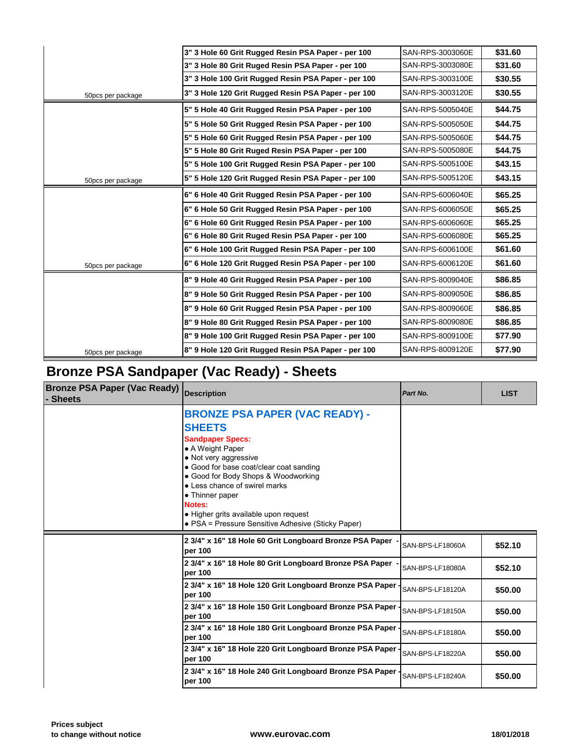| | | | |
|---|---|---|---|
| | 3" 3 Hole 60 Grit Rugged Resin PSA Paper - per 100 | SAN-RPS-3003060E | $31.60 |
| | 3" 3 Hole 80 Grit Ruged Resin PSA Paper - per 100 | SAN-RPS-3003080E | $31.60 |
| | 3" 3 Hole 100 Grit Rugged Resin PSA Paper - per 100 | SAN-RPS-3003100E | $30.55 |
| 50pcs per package | 3" 3 Hole 120 Grit Rugged Resin PSA Paper - per 100 | SAN-RPS-3003120E | $30.55 |
| | 5" 5 Hole 40 Grit Rugged Resin PSA Paper - per 100 | SAN-RPS-5005040E | $44.75 |
| | 5" 5 Hole 50 Grit Rugged Resin PSA Paper - per 100 | SAN-RPS-5005050E | $44.75 |
| | 5" 5 Hole 60 Grit Rugged Resin PSA Paper - per 100 | SAN-RPS-5005060E | $44.75 |
| | 5" 5 Hole 80 Grit Ruged Resin PSA Paper - per 100 | SAN-RPS-5005080E | $44.75 |
| | 5" 5 Hole 100 Grit Rugged Resin PSA Paper - per 100 | SAN-RPS-5005100E | $43.15 |
| 50pcs per package | 5" 5 Hole 120 Grit Rugged Resin PSA Paper - per 100 | SAN-RPS-5005120E | $43.15 |
| | 6" 6 Hole 40 Grit Rugged Resin PSA Paper - per 100 | SAN-RPS-6006040E | $65.25 |
| | 6" 6 Hole 50 Grit Rugged Resin PSA Paper - per 100 | SAN-RPS-6006050E | $65.25 |
| | 6" 6 Hole 60 Grit Rugged Resin PSA Paper - per 100 | SAN-RPS-6006060E | $65.25 |
| | 6" 6 Hole 80 Grit Ruged Resin PSA Paper - per 100 | SAN-RPS-6006080E | $65.25 |
| | 6" 6 Hole 100 Grit Rugged Resin PSA Paper - per 100 | SAN-RPS-6006100E | $61.60 |
| 50pcs per package | 6" 6 Hole 120 Grit Rugged Resin PSA Paper - per 100 | SAN-RPS-6006120E | $61.60 |
| | 8" 9 Hole 40 Grit Rugged Resin PSA Paper - per 100 | SAN-RPS-8009040E | $86.85 |
| | 8" 9 Hole 50 Grit Rugged Resin PSA Paper - per 100 | SAN-RPS-8009050E | $86.85 |
| | 8" 9 Hole 60 Grit Rugged Resin PSA Paper - per 100 | SAN-RPS-8009060E | $86.85 |
| | 8" 9 Hole 80 Grit Rugged Resin PSA Paper - per 100 | SAN-RPS-8009080E | $86.85 |
| | 8" 9 Hole 100 Grit Rugged Resin PSA Paper - per 100 | SAN-RPS-8009100E | $77.90 |
| 50pcs per package | 8" 9 Hole 120 Grit Rugged Resin PSA Paper - per 100 | SAN-RPS-8009120E | $77.90 |

## Bronze PSA Sandpaper (Vac Ready) - Sheets

| Bronze PSA Paper (Vac Ready) - Sheets | Description | Part No. | LIST |
|---|---|---|---|
| | **BRONZE PSA PAPER (VAC READY) - SHEETS**<br>**Sandpaper Specs:**<br>• A Weight Paper<br>• Not very aggressive<br>• Good for base coat/clear coat sanding<br>• Good for Body Shops & Woodworking<br>• Less chance of swirel marks<br>• Thinner paper<br>**Notes:**<br>• Higher grits available upon request<br>• PSA = Pressure Sensitive Adhesive (Sticky Paper) | | |
| | 2 3/4" x 16" 18 Hole 60 Grit Longboard Bronze PSA Paper - per 100 | SAN-BPS-LF18060A | $52.10 |
| | 2 3/4" x 16" 18 Hole 80 Grit Longboard Bronze PSA Paper - per 100 | SAN-BPS-LF18080A | $52.10 |
| | 2 3/4" x 16" 18 Hole 120 Grit Longboard Bronze PSA Paper - per 100 | SAN-BPS-LF18120A | $50.00 |
| | 2 3/4" x 16" 18 Hole 150 Grit Longboard Bronze PSA Paper - per 100 | SAN-BPS-LF18150A | $50.00 |
| | 2 3/4" x 16" 18 Hole 180 Grit Longboard Bronze PSA Paper - per 100 | SAN-BPS-LF18180A | $50.00 |
| | 2 3/4" x 16" 18 Hole 220 Grit Longboard Bronze PSA Paper - per 100 | SAN-BPS-LF18220A | $50.00 |
| | 2 3/4" x 16" 18 Hole 240 Grit Longboard Bronze PSA Paper - per 100 | SAN-BPS-LF18240A | $50.00 |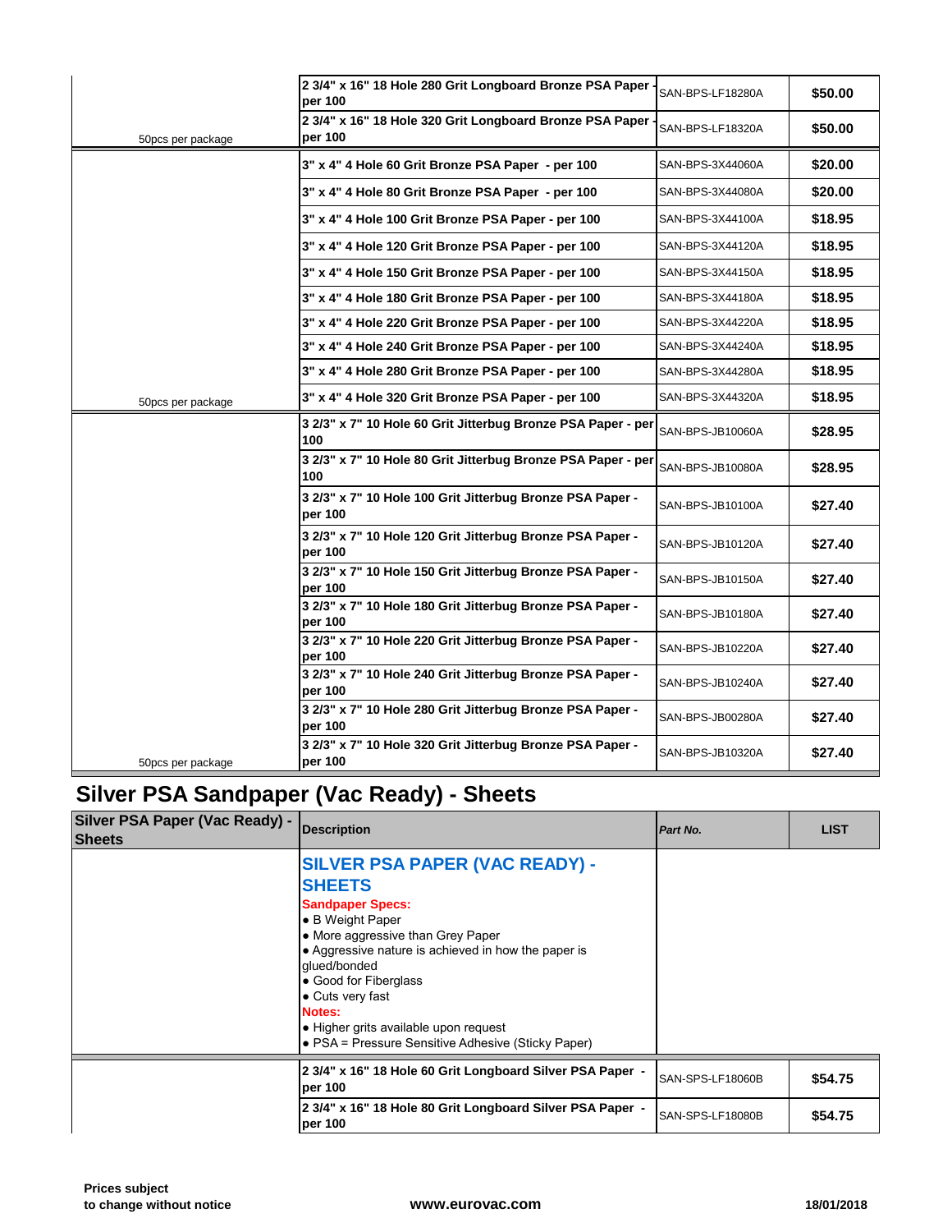| | | | |
|---|---|---|---|
| | 2 3/4" x 16" 18 Hole 280 Grit Longboard Bronze PSA Paper - per 100 | SAN-BPS-LF18280A | $50.00 |
| 50pcs per package | 2 3/4" x 16" 18 Hole 320 Grit Longboard Bronze PSA Paper - per 100 | SAN-BPS-LF18320A | $50.00 |
| | 3" x 4" 4 Hole 60 Grit Bronze PSA Paper - per 100 | SAN-BPS-3X44060A | $20.00 |
| | 3" x 4" 4 Hole 80 Grit Bronze PSA Paper - per 100 | SAN-BPS-3X44080A | $20.00 |
| | 3" x 4" 4 Hole 100 Grit Bronze PSA Paper - per 100 | SAN-BPS-3X44100A | $18.95 |
| | 3" x 4" 4 Hole 120 Grit Bronze PSA Paper - per 100 | SAN-BPS-3X44120A | $18.95 |
| | 3" x 4" 4 Hole 150 Grit Bronze PSA Paper - per 100 | SAN-BPS-3X44150A | $18.95 |
| | 3" x 4" 4 Hole 180 Grit Bronze PSA Paper - per 100 | SAN-BPS-3X44180A | $18.95 |
| | 3" x 4" 4 Hole 220 Grit Bronze PSA Paper - per 100 | SAN-BPS-3X44220A | $18.95 |
| | 3" x 4" 4 Hole 240 Grit Bronze PSA Paper - per 100 | SAN-BPS-3X44240A | $18.95 |
| | 3" x 4" 4 Hole 280 Grit Bronze PSA Paper - per 100 | SAN-BPS-3X44280A | $18.95 |
| 50pcs per package | 3" x 4" 4 Hole 320 Grit Bronze PSA Paper - per 100 | SAN-BPS-3X44320A | $18.95 |
| | 3 2/3" x 7" 10 Hole 60 Grit Jitterbug Bronze PSA Paper - per 100 | SAN-BPS-JB10060A | $28.95 |
| | 3 2/3" x 7" 10 Hole 80 Grit Jitterbug Bronze PSA Paper - per 100 | SAN-BPS-JB10080A | $28.95 |
| | 3 2/3" x 7" 10 Hole 100 Grit Jitterbug Bronze PSA Paper - per 100 | SAN-BPS-JB10100A | $27.40 |
| | 3 2/3" x 7" 10 Hole 120 Grit Jitterbug Bronze PSA Paper - per 100 | SAN-BPS-JB10120A | $27.40 |
| | 3 2/3" x 7" 10 Hole 150 Grit Jitterbug Bronze PSA Paper - per 100 | SAN-BPS-JB10150A | $27.40 |
| | 3 2/3" x 7" 10 Hole 180 Grit Jitterbug Bronze PSA Paper - per 100 | SAN-BPS-JB10180A | $27.40 |
| | 3 2/3" x 7" 10 Hole 220 Grit Jitterbug Bronze PSA Paper - per 100 | SAN-BPS-JB10220A | $27.40 |
| | 3 2/3" x 7" 10 Hole 240 Grit Jitterbug Bronze PSA Paper - per 100 | SAN-BPS-JB10240A | $27.40 |
| | 3 2/3" x 7" 10 Hole 280 Grit Jitterbug Bronze PSA Paper - per 100 | SAN-BPS-JB00280A | $27.40 |
| 50pcs per package | 3 2/3" x 7" 10 Hole 320 Grit Jitterbug Bronze PSA Paper - per 100 | SAN-BPS-JB10320A | $27.40 |

## Silver PSA Sandpaper (Vac Ready) - Sheets

| Silver PSA Paper (Vac Ready) - Sheets | Description | *Part No.* | LIST |
|---|---|---|---|
| | **SILVER PSA PAPER (VAC READY) - SHEETS**<br>**Sandpaper Specs:**<br>• B Weight Paper<br>• More aggressive than Grey Paper<br>• Aggressive nature is achieved in how the paper is glued/bonded<br>• Good for Fiberglass<br>• Cuts very fast<br>**Notes:**<br>• Higher grits available upon request<br>• PSA = Pressure Sensitive Adhesive (Sticky Paper) | | |
| | 2 3/4" x 16" 18 Hole 60 Grit Longboard Silver PSA Paper - per 100 | SAN-SPS-LF18060B | $54.75 |
| | 2 3/4" x 16" 18 Hole 80 Grit Longboard Silver PSA Paper - per 100 | SAN-SPS-LF18080B | $54.75 |

Prices subject to change without notice

www.eurovac.com

18/01/2018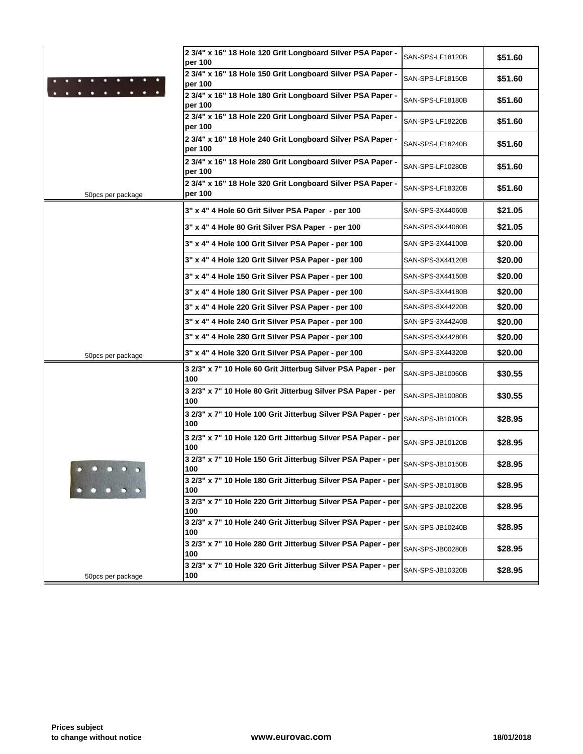| | Description | Part Number | Price |
|---|---|---|---|
| | 2 3/4" x 16" 18 Hole 120 Grit Longboard Silver PSA Paper - per 100 | SAN-SPS-LF18120B | $51.60 |
| | 2 3/4" x 16" 18 Hole 150 Grit Longboard Silver PSA Paper - per 100 | SAN-SPS-LF18150B | $51.60 |
| | 2 3/4" x 16" 18 Hole 180 Grit Longboard Silver PSA Paper - per 100 | SAN-SPS-LF18180B | $51.60 |
| | 2 3/4" x 16" 18 Hole 220 Grit Longboard Silver PSA Paper - per 100 | SAN-SPS-LF18220B | $51.60 |
| | 2 3/4" x 16" 18 Hole 240 Grit Longboard Silver PSA Paper - per 100 | SAN-SPS-LF18240B | $51.60 |
| | 2 3/4" x 16" 18 Hole 280 Grit Longboard Silver PSA Paper - per 100 | SAN-SPS-LF10280B | $51.60 |
| 50pcs per package | 2 3/4" x 16" 18 Hole 320 Grit Longboard Silver PSA Paper - per 100 | SAN-SPS-LF18320B | $51.60 |
| | 3" x 4" 4 Hole 60 Grit Silver PSA Paper - per 100 | SAN-SPS-3X44060B | $21.05 |
| | 3" x 4" 4 Hole 80 Grit Silver PSA Paper - per 100 | SAN-SPS-3X44080B | $21.05 |
| | 3" x 4" 4 Hole 100 Grit Silver PSA Paper - per 100 | SAN-SPS-3X44100B | $20.00 |
| | 3" x 4" 4 Hole 120 Grit Silver PSA Paper - per 100 | SAN-SPS-3X44120B | $20.00 |
| | 3" x 4" 4 Hole 150 Grit Silver PSA Paper - per 100 | SAN-SPS-3X44150B | $20.00 |
| | 3" x 4" 4 Hole 180 Grit Silver PSA Paper - per 100 | SAN-SPS-3X44180B | $20.00 |
| | 3" x 4" 4 Hole 220 Grit Silver PSA Paper - per 100 | SAN-SPS-3X44220B | $20.00 |
| | 3" x 4" 4 Hole 240 Grit Silver PSA Paper - per 100 | SAN-SPS-3X44240B | $20.00 |
| | 3" x 4" 4 Hole 280 Grit Silver PSA Paper - per 100 | SAN-SPS-3X44280B | $20.00 |
| 50pcs per package | 3" x 4" 4 Hole 320 Grit Silver PSA Paper - per 100 | SAN-SPS-3X44320B | $20.00 |
| | 3 2/3" x 7" 10 Hole 60 Grit Jitterbug Silver PSA Paper - per 100 | SAN-SPS-JB10060B | $30.55 |
| | 3 2/3" x 7" 10 Hole 80 Grit Jitterbug Silver PSA Paper - per 100 | SAN-SPS-JB10080B | $30.55 |
| | 3 2/3" x 7" 10 Hole 100 Grit Jitterbug Silver PSA Paper - per 100 | SAN-SPS-JB10100B | $28.95 |
| | 3 2/3" x 7" 10 Hole 120 Grit Jitterbug Silver PSA Paper - per 100 | SAN-SPS-JB10120B | $28.95 |
| | 3 2/3" x 7" 10 Hole 150 Grit Jitterbug Silver PSA Paper - per 100 | SAN-SPS-JB10150B | $28.95 |
| | 3 2/3" x 7" 10 Hole 180 Grit Jitterbug Silver PSA Paper - per 100 | SAN-SPS-JB10180B | $28.95 |
| | 3 2/3" x 7" 10 Hole 220 Grit Jitterbug Silver PSA Paper - per 100 | SAN-SPS-JB10220B | $28.95 |
| | 3 2/3" x 7" 10 Hole 240 Grit Jitterbug Silver PSA Paper - per 100 | SAN-SPS-JB10240B | $28.95 |
| | 3 2/3" x 7" 10 Hole 280 Grit Jitterbug Silver PSA Paper - per 100 | SAN-SPS-JB00280B | $28.95 |
| 50pcs per package | 3 2/3" x 7" 10 Hole 320 Grit Jitterbug Silver PSA Paper - per 100 | SAN-SPS-JB10320B | $28.95 |

**Prices subject to change without notice** **www.eurovac.com** **18/01/2018**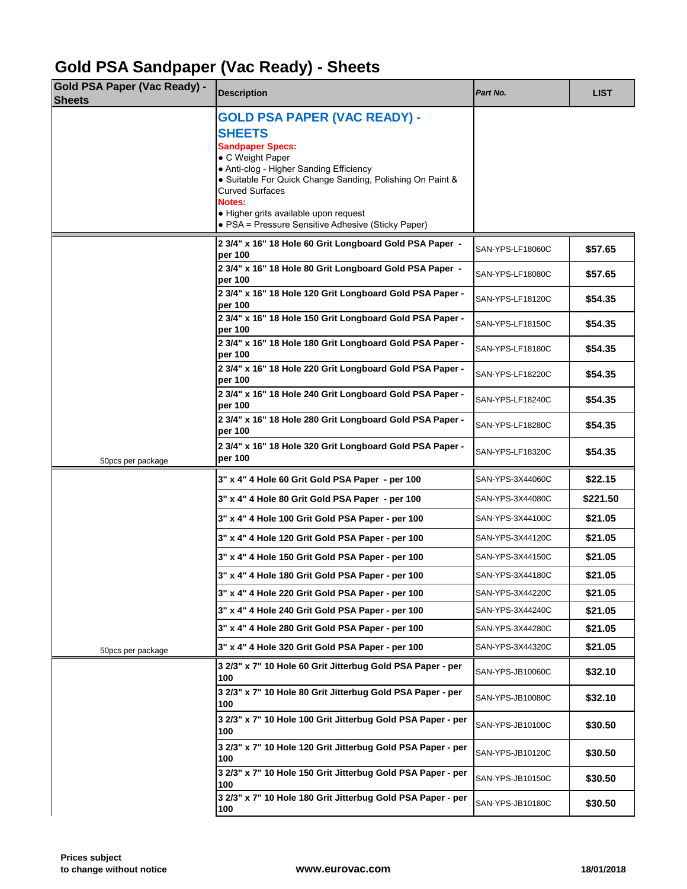# Gold PSA Sandpaper (Vac Ready) - Sheets

| Gold PSA Paper (Vac Ready) - Sheets | Description | *Part No.* | LIST |
|---|---|---|---|
| | **GOLD PSA PAPER (VAC READY) - SHEETS**<br>**Sandpaper Specs:**<br>• C Weight Paper<br>• Anti-clog - Higher Sanding Efficiency<br>• Suitable For Quick Change Sanding, Polishing On Paint & Curved Surfaces<br>**Notes:**<br>• Higher grits available upon request<br>• PSA = Pressure Sensitive Adhesive (Sticky Paper) | | |
| | **2 3/4" x 16" 18 Hole 60 Grit Longboard Gold PSA Paper - per 100** | SAN-YPS-LF18060C | **$57.65** |
| | **2 3/4" x 16" 18 Hole 80 Grit Longboard Gold PSA Paper - per 100** | SAN-YPS-LF18080C | **$57.65** |
| | **2 3/4" x 16" 18 Hole 120 Grit Longboard Gold PSA Paper - per 100** | SAN-YPS-LF18120C | **$54.35** |
| | **2 3/4" x 16" 18 Hole 150 Grit Longboard Gold PSA Paper - per 100** | SAN-YPS-LF18150C | **$54.35** |
| | **2 3/4" x 16" 18 Hole 180 Grit Longboard Gold PSA Paper - per 100** | SAN-YPS-LF18180C | **$54.35** |
| | **2 3/4" x 16" 18 Hole 220 Grit Longboard Gold PSA Paper - per 100** | SAN-YPS-LF18220C | **$54.35** |
| | **2 3/4" x 16" 18 Hole 240 Grit Longboard Gold PSA Paper - per 100** | SAN-YPS-LF18240C | **$54.35** |
| | **2 3/4" x 16" 18 Hole 280 Grit Longboard Gold PSA Paper - per 100** | SAN-YPS-LF18280C | **$54.35** |
| 50pcs per package | **2 3/4" x 16" 18 Hole 320 Grit Longboard Gold PSA Paper - per 100** | SAN-YPS-LF18320C | **$54.35** |
| | **3" x 4" 4 Hole 60 Grit Gold PSA Paper - per 100** | SAN-YPS-3X44060C | **$22.15** |
| | **3" x 4" 4 Hole 80 Grit Gold PSA Paper - per 100** | SAN-YPS-3X44080C | **$221.50** |
| | **3" x 4" 4 Hole 100 Grit Gold PSA Paper - per 100** | SAN-YPS-3X44100C | **$21.05** |
| | **3" x 4" 4 Hole 120 Grit Gold PSA Paper - per 100** | SAN-YPS-3X44120C | **$21.05** |
| | **3" x 4" 4 Hole 150 Grit Gold PSA Paper - per 100** | SAN-YPS-3X44150C | **$21.05** |
| | **3" x 4" 4 Hole 180 Grit Gold PSA Paper - per 100** | SAN-YPS-3X44180C | **$21.05** |
| | **3" x 4" 4 Hole 220 Grit Gold PSA Paper - per 100** | SAN-YPS-3X44220C | **$21.05** |
| | **3" x 4" 4 Hole 240 Grit Gold PSA Paper - per 100** | SAN-YPS-3X44240C | **$21.05** |
| | **3" x 4" 4 Hole 280 Grit Gold PSA Paper - per 100** | SAN-YPS-3X44280C | **$21.05** |
| 50pcs per package | **3" x 4" 4 Hole 320 Grit Gold PSA Paper - per 100** | SAN-YPS-3X44320C | **$21.05** |
| | **3 2/3" x 7" 10 Hole 60 Grit Jitterbug Gold PSA Paper - per 100** | SAN-YPS-JB10060C | **$32.10** |
| | **3 2/3" x 7" 10 Hole 80 Grit Jitterbug Gold PSA Paper - per 100** | SAN-YPS-JB10080C | **$32.10** |
| | **3 2/3" x 7" 10 Hole 100 Grit Jitterbug Gold PSA Paper - per 100** | SAN-YPS-JB10100C | **$30.50** |
| | **3 2/3" x 7" 10 Hole 120 Grit Jitterbug Gold PSA Paper - per 100** | SAN-YPS-JB10120C | **$30.50** |
| | **3 2/3" x 7" 10 Hole 150 Grit Jitterbug Gold PSA Paper - per 100** | SAN-YPS-JB10150C | **$30.50** |
| | **3 2/3" x 7" 10 Hole 180 Grit Jitterbug Gold PSA Paper - per 100** | SAN-YPS-JB10180C | **$30.50** |

**Prices subject to change without notice** **www.eurovac.com** **18/01/2018**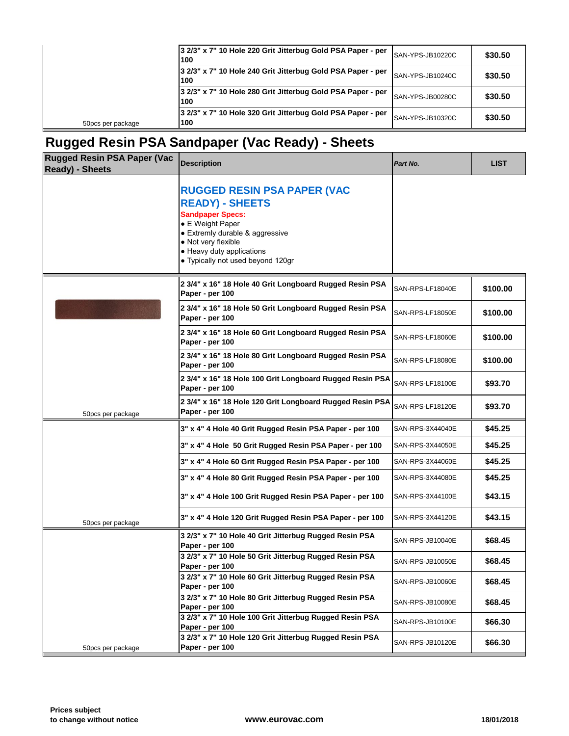| | | | |
|---|---|---|---|
| | 3 2/3" x 7" 10 Hole 220 Grit Jitterbug Gold PSA Paper - per 100 | SAN-YPS-JB10220C | $30.50 |
| | 3 2/3" x 7" 10 Hole 240 Grit Jitterbug Gold PSA Paper - per 100 | SAN-YPS-JB10240C | $30.50 |
| | 3 2/3" x 7" 10 Hole 280 Grit Jitterbug Gold PSA Paper - per 100 | SAN-YPS-JB00280C | $30.50 |
| 50pcs per package | 3 2/3" x 7" 10 Hole 320 Grit Jitterbug Gold PSA Paper - per 100 | SAN-YPS-JB10320C | $30.50 |

## Rugged Resin PSA Sandpaper (Vac Ready) - Sheets

| Rugged Resin PSA Paper (Vac Ready) - Sheets | Description | *Part No.* | LIST |
|---|---|---|---|
| | **RUGGED RESIN PSA PAPER (VAC READY) - SHEETS**<br>**Sandpaper Specs:**<br>• E Weight Paper<br>• Extremly durable & aggressive<br>• Not very flexible<br>• Heavy duty applications<br>• Typically not used beyond 120gr | | |
| | 2 3/4" x 16" 18 Hole 40 Grit Longboard Rugged Resin PSA Paper - per 100 | SAN-RPS-LF18040E | $100.00 |
| | 2 3/4" x 16" 18 Hole 50 Grit Longboard Rugged Resin PSA Paper - per 100 | SAN-RPS-LF18050E | $100.00 |
| | 2 3/4" x 16" 18 Hole 60 Grit Longboard Rugged Resin PSA Paper - per 100 | SAN-RPS-LF18060E | $100.00 |
| | 2 3/4" x 16" 18 Hole 80 Grit Longboard Rugged Resin PSA Paper - per 100 | SAN-RPS-LF18080E | $100.00 |
| | 2 3/4" x 16" 18 Hole 100 Grit Longboard Rugged Resin PSA Paper - per 100 | SAN-RPS-LF18100E | $93.70 |
| 50pcs per package | 2 3/4" x 16" 18 Hole 120 Grit Longboard Rugged Resin PSA Paper - per 100 | SAN-RPS-LF18120E | $93.70 |
| | 3" x 4" 4 Hole 40 Grit Rugged Resin PSA Paper - per 100 | SAN-RPS-3X44040E | $45.25 |
| | 3" x 4" 4 Hole 50 Grit Rugged Resin PSA Paper - per 100 | SAN-RPS-3X44050E | $45.25 |
| | 3" x 4" 4 Hole 60 Grit Rugged Resin PSA Paper - per 100 | SAN-RPS-3X44060E | $45.25 |
| | 3" x 4" 4 Hole 80 Grit Rugged Resin PSA Paper - per 100 | SAN-RPS-3X44080E | $45.25 |
| | 3" x 4" 4 Hole 100 Grit Rugged Resin PSA Paper - per 100 | SAN-RPS-3X44100E | $43.15 |
| 50pcs per package | 3" x 4" 4 Hole 120 Grit Rugged Resin PSA Paper - per 100 | SAN-RPS-3X44120E | $43.15 |
| | 3 2/3" x 7" 10 Hole 40 Grit Jitterbug Rugged Resin PSA Paper - per 100 | SAN-RPS-JB10040E | $68.45 |
| | 3 2/3" x 7" 10 Hole 50 Grit Jitterbug Rugged Resin PSA Paper - per 100 | SAN-RPS-JB10050E | $68.45 |
| | 3 2/3" x 7" 10 Hole 60 Grit Jitterbug Rugged Resin PSA Paper - per 100 | SAN-RPS-JB10060E | $68.45 |
| | 3 2/3" x 7" 10 Hole 80 Grit Jitterbug Rugged Resin PSA Paper - per 100 | SAN-RPS-JB10080E | $68.45 |
| | 3 2/3" x 7" 10 Hole 100 Grit Jitterbug Rugged Resin PSA Paper - per 100 | SAN-RPS-JB10100E | $66.30 |
| 50pcs per package | 3 2/3" x 7" 10 Hole 120 Grit Jitterbug Rugged Resin PSA Paper - per 100 | SAN-RPS-JB10120E | $66.30 |

**Prices subject to change without notice**

**www.eurovac.com**

**18/01/2018**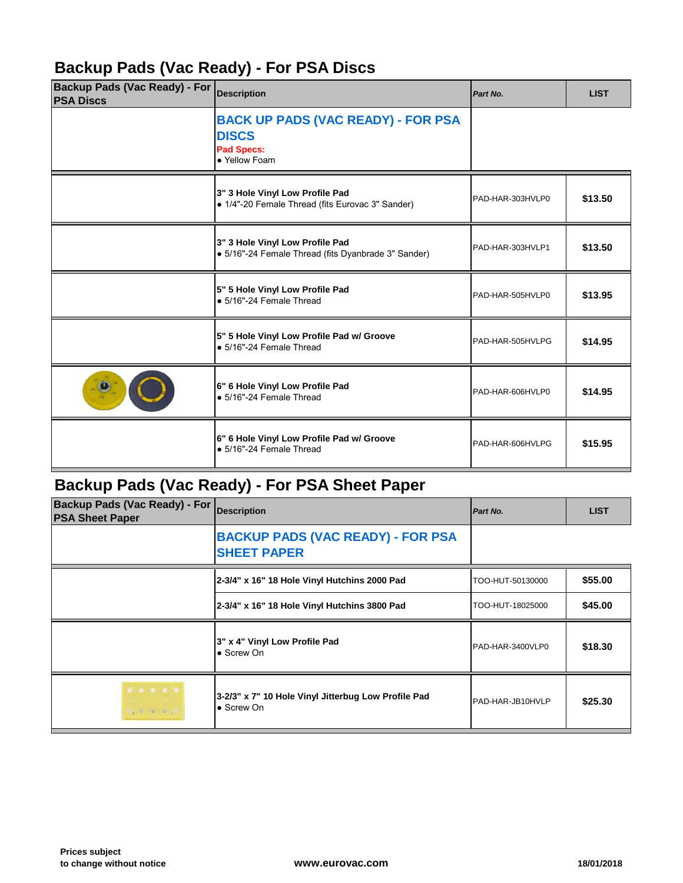# Backup Pads (Vac Ready) - For PSA Discs

| Backup Pads (Vac Ready) - For PSA Discs | Description | *Part No.* | LIST |
|---|---|---|---|
| | **BACK UP PADS (VAC READY) - FOR PSA DISCS**<br>**Pad Specs:**<br>• Yellow Foam | | |
| | **3" 3 Hole Vinyl Low Profile Pad**<br>• 1/4"-20 Female Thread (fits Eurovac 3" Sander) | PAD-HAR-303HVLP0 | **$13.50** |
| | **3" 3 Hole Vinyl Low Profile Pad**<br>• 5/16"-24 Female Thread (fits Dyanbrade 3" Sander) | PAD-HAR-303HVLP1 | **$13.50** |
| | **5" 5 Hole Vinyl Low Profile Pad**<br>• 5/16"-24 Female Thread | PAD-HAR-505HVLP0 | **$13.95** |
| | **5" 5 Hole Vinyl Low Profile Pad w/ Groove**<br>• 5/16"-24 Female Thread | PAD-HAR-505HVLPG | **$14.95** |
| | **6" 6 Hole Vinyl Low Profile Pad**<br>• 5/16"-24 Female Thread | PAD-HAR-606HVLP0 | **$14.95** |
| | **6" 6 Hole Vinyl Low Profile Pad w/ Groove**<br>• 5/16"-24 Female Thread | PAD-HAR-606HVLPG | **$15.95** |

# Backup Pads (Vac Ready) - For PSA Sheet Paper

| Backup Pads (Vac Ready) - For PSA Sheet Paper | Description | *Part No.* | LIST |
|---|---|---|---|
| | **BACKUP PADS (VAC READY) - FOR PSA SHEET PAPER** | | |
| | **2-3/4" x 16" 18 Hole Vinyl Hutchins 2000 Pad** | TOO-HUT-50130000 | **$55.00** |
| | **2-3/4" x 16" 18 Hole Vinyl Hutchins 3800 Pad** | TOO-HUT-18025000 | **$45.00** |
| | **3" x 4" Vinyl Low Profile Pad**<br>• Screw On | PAD-HAR-3400VLP0 | **$18.30** |
| | **3-2/3" x 7" 10 Hole Vinyl Jitterbug Low Profile Pad**<br>• Screw On | PAD-HAR-JB10HVLP | **$25.30** |

**Prices subject to change without notice**

**www.eurovac.com**

**18/01/2018**